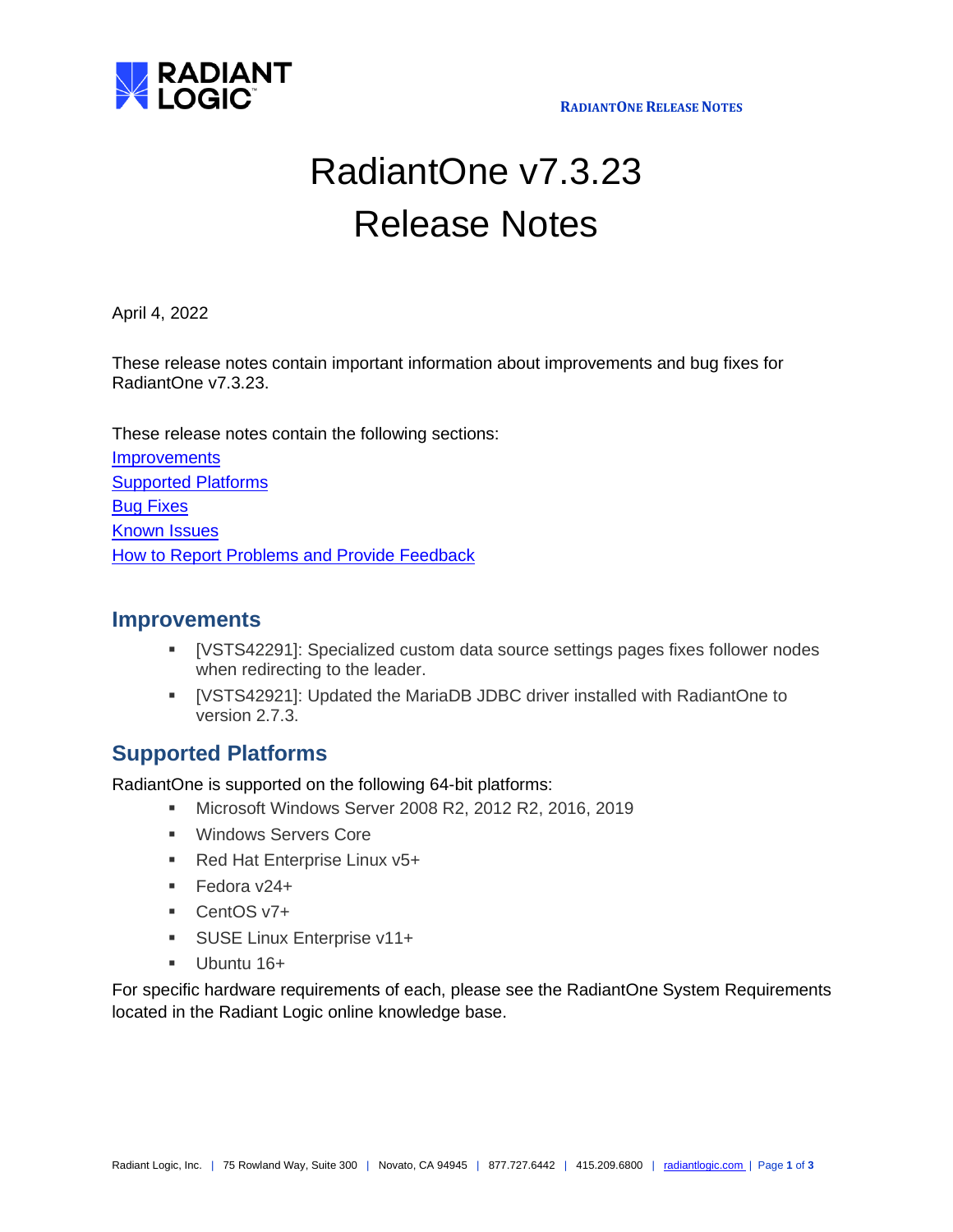# RadiantOne v7.3.23 Release Notes

April 4, 2022

These release notes contain important information about improvements and bug fixes for RadiantOne v7.3.23.

These release notes contain the following sections:

Improvements
Supported Platforms
Bug Fixes
Known Issues
How to Report Problems and Provide Feedback

## Improvements

- [VSTS42291]: Specialized custom data source settings pages fixes follower nodes when redirecting to the leader.
- [VSTS42921]: Updated the MariaDB JDBC driver installed with RadiantOne to version 2.7.3.

## Supported Platforms

RadiantOne is supported on the following 64-bit platforms:

- Microsoft Windows Server 2008 R2, 2012 R2, 2016, 2019
- Windows Servers Core
- Red Hat Enterprise Linux v5+
- Fedora v24+
- CentOS v7+
- SUSE Linux Enterprise v11+
- Ubuntu 16+

For specific hardware requirements of each, please see the RadiantOne System Requirements located in the Radiant Logic online knowledge base.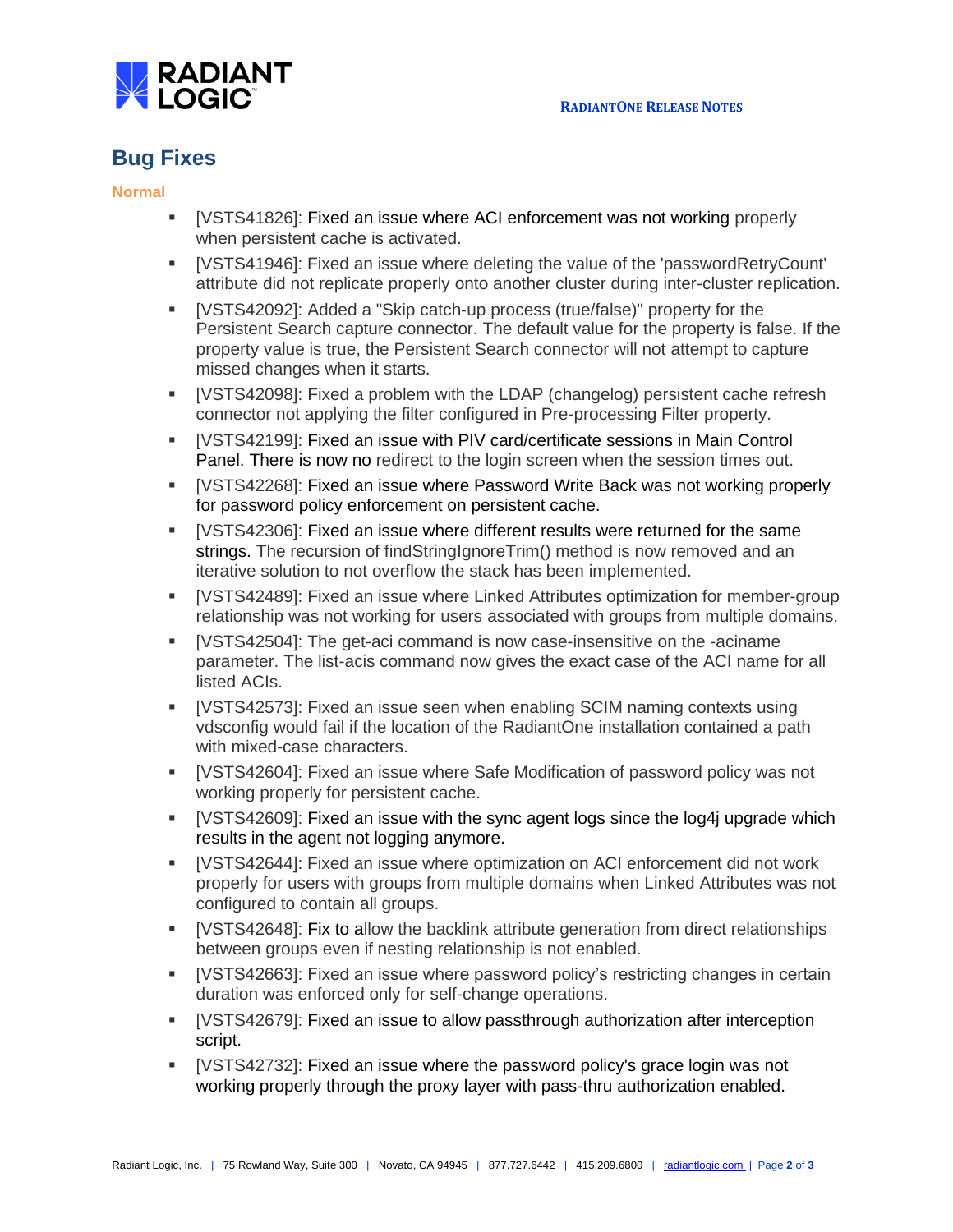## Bug Fixes

### Normal

- [VSTS41826]: Fixed an issue where ACI enforcement was not working properly when persistent cache is activated.
- [VSTS41946]: Fixed an issue where deleting the value of the 'passwordRetryCount' attribute did not replicate properly onto another cluster during inter-cluster replication.
- [VSTS42092]: Added a "Skip catch-up process (true/false)" property for the Persistent Search capture connector. The default value for the property is false. If the property value is true, the Persistent Search connector will not attempt to capture missed changes when it starts.
- [VSTS42098]: Fixed a problem with the LDAP (changelog) persistent cache refresh connector not applying the filter configured in Pre-processing Filter property.
- [VSTS42199]: Fixed an issue with PIV card/certificate sessions in Main Control Panel. There is now no redirect to the login screen when the session times out.
- [VSTS42268]: Fixed an issue where Password Write Back was not working properly for password policy enforcement on persistent cache.
- [VSTS42306]: Fixed an issue where different results were returned for the same strings. The recursion of findStringIgnoreTrim() method is now removed and an iterative solution to not overflow the stack has been implemented.
- [VSTS42489]: Fixed an issue where Linked Attributes optimization for member-group relationship was not working for users associated with groups from multiple domains.
- [VSTS42504]: The get-aci command is now case-insensitive on the -aciname parameter. The list-acis command now gives the exact case of the ACI name for all listed ACIs.
- [VSTS42573]: Fixed an issue seen when enabling SCIM naming contexts using vdsconfig would fail if the location of the RadiantOne installation contained a path with mixed-case characters.
- [VSTS42604]: Fixed an issue where Safe Modification of password policy was not working properly for persistent cache.
- [VSTS42609]: Fixed an issue with the sync agent logs since the log4j upgrade which results in the agent not logging anymore.
- [VSTS42644]: Fixed an issue where optimization on ACI enforcement did not work properly for users with groups from multiple domains when Linked Attributes was not configured to contain all groups.
- [VSTS42648]: Fix to allow the backlink attribute generation from direct relationships between groups even if nesting relationship is not enabled.
- [VSTS42663]: Fixed an issue where password policy's restricting changes in certain duration was enforced only for self-change operations.
- [VSTS42679]: Fixed an issue to allow passthrough authorization after interception script.
- [VSTS42732]: Fixed an issue where the password policy's grace login was not working properly through the proxy layer with pass-thru authorization enabled.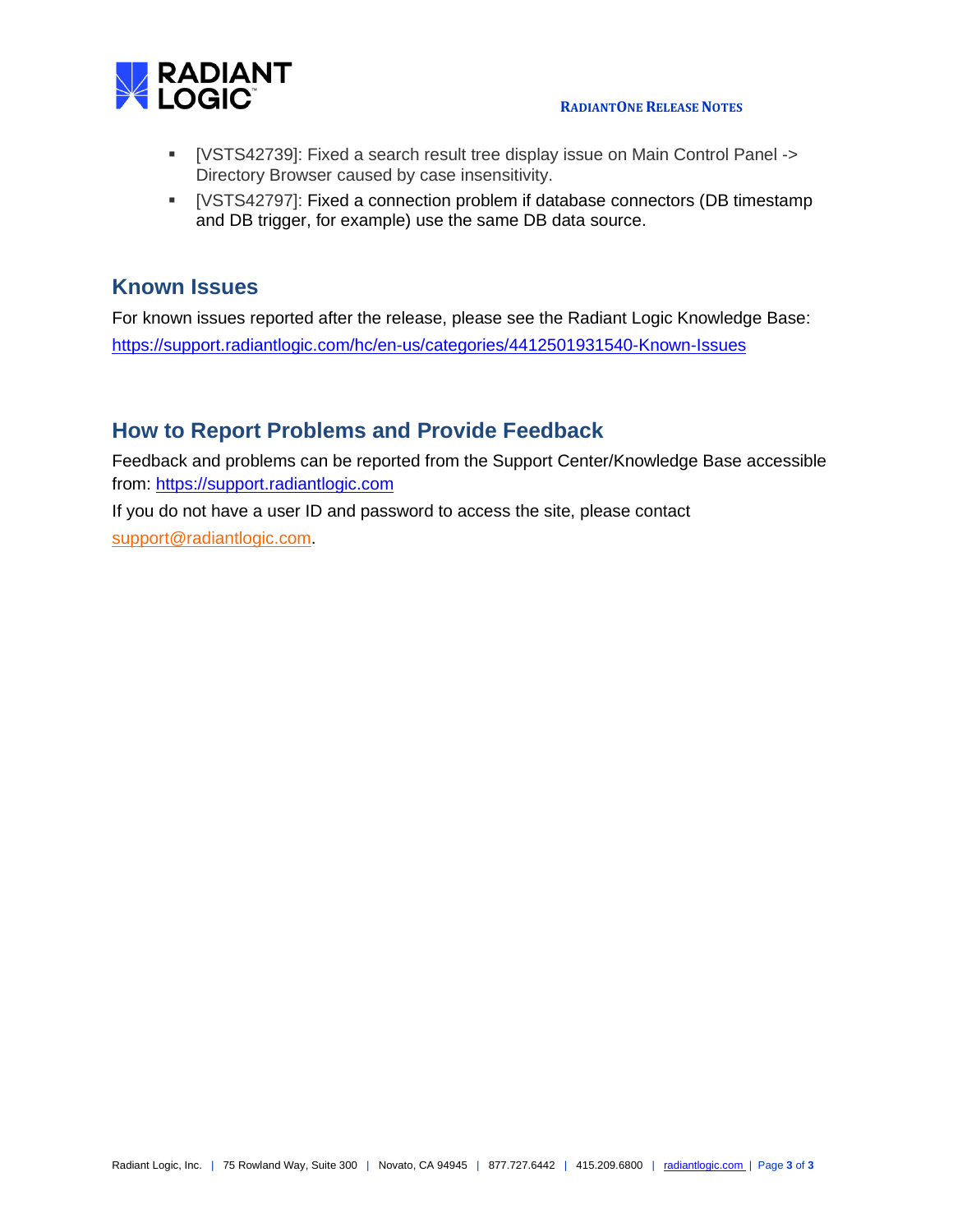- [VSTS42739]: Fixed a search result tree display issue on Main Control Panel -> Directory Browser caused by case insensitivity.
- [VSTS42797]: Fixed a connection problem if database connectors (DB timestamp and DB trigger, for example) use the same DB data source.

## Known Issues

For known issues reported after the release, please see the Radiant Logic Knowledge Base: https://support.radiantlogic.com/hc/en-us/categories/4412501931540-Known-Issues

## How to Report Problems and Provide Feedback

Feedback and problems can be reported from the Support Center/Knowledge Base accessible from: https://support.radiantlogic.com

If you do not have a user ID and password to access the site, please contact support@radiantlogic.com.